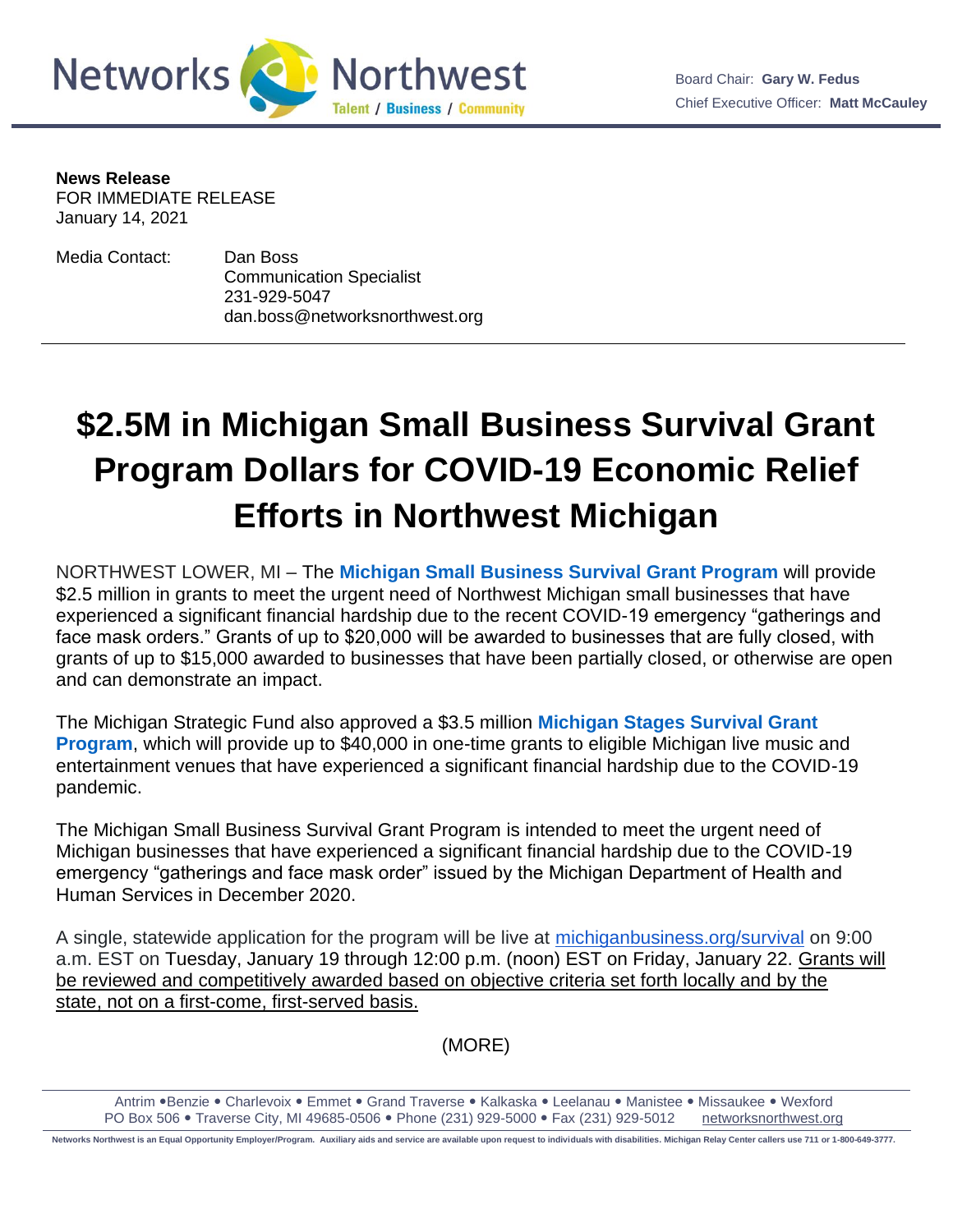Networks Northwest
Talent / Business / Community

Board Chair: **Gary W. Fedus**
Chief Executive Officer: **Matt McCauley**

**News Release**
FOR IMMEDIATE RELEASE
January 14, 2021

Media Contact: Dan Boss
Communication Specialist
231-929-5047
dan.boss@networksnorthwest.org

# $2.5M in Michigan Small Business Survival Grant Program Dollars for COVID-19 Economic Relief Efforts in Northwest Michigan

NORTHWEST LOWER, MI – The **Michigan Small Business Survival Grant Program** will provide $2.5 million in grants to meet the urgent need of Northwest Michigan small businesses that have experienced a significant financial hardship due to the recent COVID-19 emergency "gatherings and face mask orders." Grants of up to $20,000 will be awarded to businesses that are fully closed, with grants of up to $15,000 awarded to businesses that have been partially closed, or otherwise are open and can demonstrate an impact.

The Michigan Strategic Fund also approved a $3.5 million **Michigan Stages Survival Grant Program**, which will provide up to $40,000 in one-time grants to eligible Michigan live music and entertainment venues that have experienced a significant financial hardship due to the COVID-19 pandemic.

The Michigan Small Business Survival Grant Program is intended to meet the urgent need of Michigan businesses that have experienced a significant financial hardship due to the COVID-19 emergency "gatherings and face mask order" issued by the Michigan Department of Health and Human Services in December 2020.

A single, statewide application for the program will be live at michiganbusiness.org/survival on 9:00 a.m. EST on Tuesday, January 19 through 12:00 p.m. (noon) EST on Friday, January 22. Grants will be reviewed and competitively awarded based on objective criteria set forth locally and by the state, not on a first-come, first-served basis.

(MORE)

Antrim • Benzie • Charlevoix • Emmet • Grand Traverse • Kalkaska • Leelanau • Manistee • Missaukee • Wexford
PO Box 506 • Traverse City, MI 49685-0506 • Phone (231) 929-5000 • Fax (231) 929-5012 networksnorthwest.org

Networks Northwest is an Equal Opportunity Employer/Program. Auxiliary aids and service are available upon request to individuals with disabilities. Michigan Relay Center callers use 711 or 1-800-649-3777.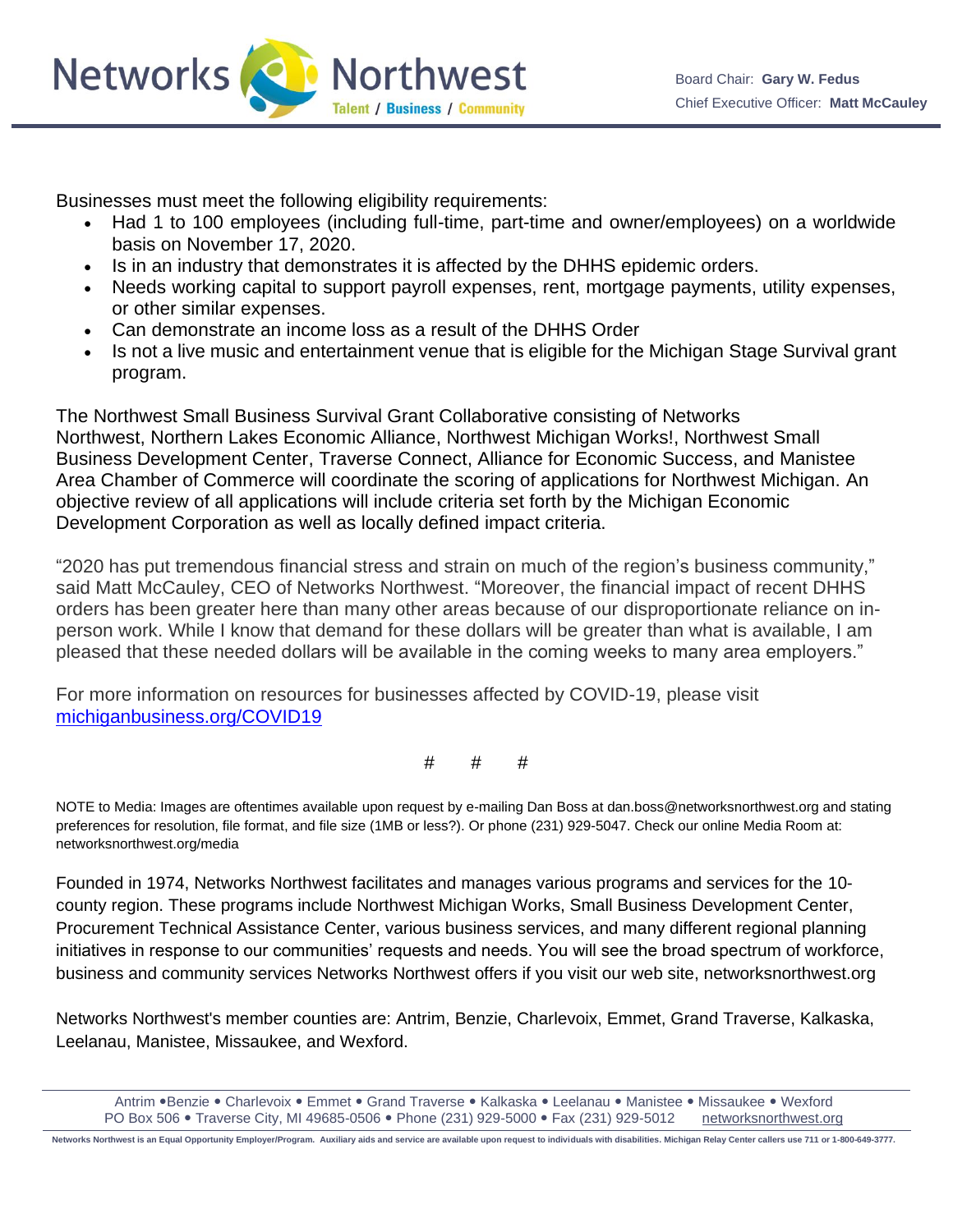Businesses must meet the following eligibility requirements:

- Had 1 to 100 employees (including full-time, part-time and owner/employees) on a worldwide basis on November 17, 2020.
- Is in an industry that demonstrates it is affected by the DHHS epidemic orders.
- Needs working capital to support payroll expenses, rent, mortgage payments, utility expenses, or other similar expenses.
- Can demonstrate an income loss as a result of the DHHS Order
- Is not a live music and entertainment venue that is eligible for the Michigan Stage Survival grant program.

The Northwest Small Business Survival Grant Collaborative consisting of Networks Northwest, Northern Lakes Economic Alliance, Northwest Michigan Works!, Northwest Small Business Development Center, Traverse Connect, Alliance for Economic Success, and Manistee Area Chamber of Commerce will coordinate the scoring of applications for Northwest Michigan. An objective review of all applications will include criteria set forth by the Michigan Economic Development Corporation as well as locally defined impact criteria.

"2020 has put tremendous financial stress and strain on much of the region's business community," said Matt McCauley, CEO of Networks Northwest. "Moreover, the financial impact of recent DHHS orders has been greater here than many other areas because of our disproportionate reliance on in-person work. While I know that demand for these dollars will be greater than what is available, I am pleased that these needed dollars will be available in the coming weeks to many area employers."

For more information on resources for businesses affected by COVID-19, please visit [michiganbusiness.org/COVID19](michiganbusiness.org/COVID19)

# # #

NOTE to Media: Images are oftentimes available upon request by e-mailing Dan Boss at dan.boss@networksnorthwest.org and stating preferences for resolution, file format, and file size (1MB or less?). Or phone (231) 929-5047. Check our online Media Room at: networksnorthwest.org/media

Founded in 1974, Networks Northwest facilitates and manages various programs and services for the 10-county region. These programs include Northwest Michigan Works, Small Business Development Center, Procurement Technical Assistance Center, various business services, and many different regional planning initiatives in response to our communities' requests and needs. You will see the broad spectrum of workforce, business and community services Networks Northwest offers if you visit our web site, networksnorthwest.org

Networks Northwest's member counties are: Antrim, Benzie, Charlevoix, Emmet, Grand Traverse, Kalkaska, Leelanau, Manistee, Missaukee, and Wexford.